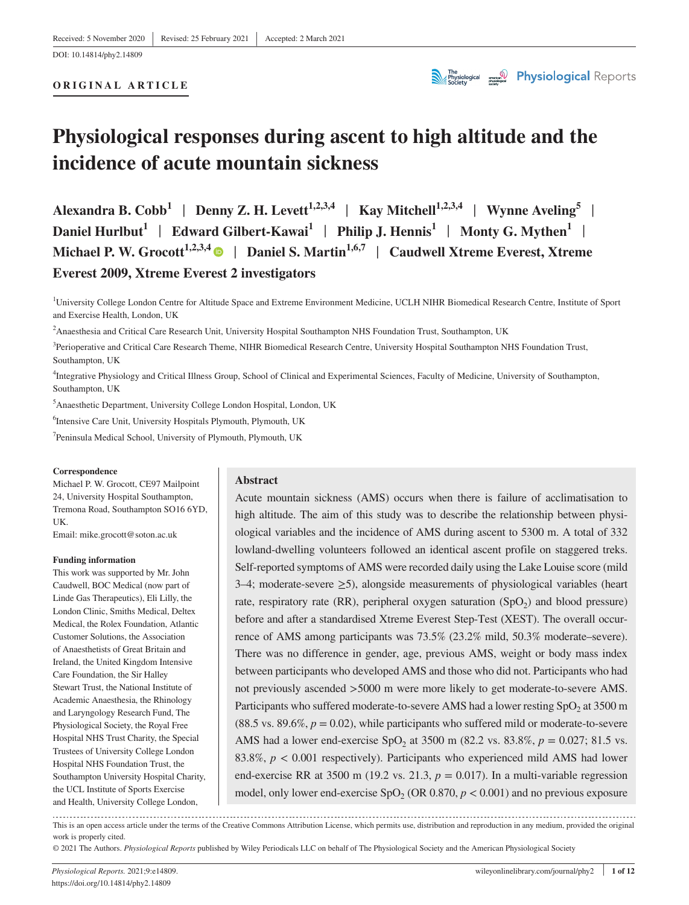Received: 5 November 2020 | Revised: 25 February 2021 | Accepted: 2 March 2021

DOI: 10.14814/phy2.14809

**ORIGINAL ARTICLE**

# Physiological responses during ascent to high altitude and the incidence of acute mountain sickness

**Alexandra B. Cobb[1] | Denny Z. H. Levett[1,2,3,4] | Kay Mitchell[1,2,3,4] | Wynne Aveling[5] | Daniel Hurlbut[1] | Edward Gilbert-Kawai[1] | Philip J. Hennis[1] | Monty G. Mythen[1] | Michael P. W. Grocott[1,2,3,4] | Daniel S. Martin[1,6,7] | Caudwell Xtreme Everest, Xtreme Everest 2009, Xtreme Everest 2 investigators**

[1]University College London Centre for Altitude Space and Extreme Environment Medicine, UCLH NIHR Biomedical Research Centre, Institute of Sport and Exercise Health, London, UK

[2]Anaesthesia and Critical Care Research Unit, University Hospital Southampton NHS Foundation Trust, Southampton, UK

[3]Perioperative and Critical Care Research Theme, NIHR Biomedical Research Centre, University Hospital Southampton NHS Foundation Trust, Southampton, UK

[4]Integrative Physiology and Critical Illness Group, School of Clinical and Experimental Sciences, Faculty of Medicine, University of Southampton, Southampton, UK

[5]Anaesthetic Department, University College London Hospital, London, UK

[6]Intensive Care Unit, University Hospitals Plymouth, Plymouth, UK

[7]Peninsula Medical School, University of Plymouth, Plymouth, UK

**Correspondence**
Michael P. W. Grocott, CE97 Mailpoint 24, University Hospital Southampton, Tremona Road, Southampton SO16 6YD, UK.
Email: mike.grocott@soton.ac.uk

**Funding information**
This work was supported by Mr. John Caudwell, BOC Medical (now part of Linde Gas Therapeutics), Eli Lilly, the London Clinic, Smiths Medical, Deltex Medical, the Rolex Foundation, Atlantic Customer Solutions, the Association of Anaesthetists of Great Britain and Ireland, the United Kingdom Intensive Care Foundation, the Sir Halley Stewart Trust, the National Institute of Academic Anaesthesia, the Rhinology and Laryngology Research Fund, The Physiological Society, the Royal Free Hospital NHS Trust Charity, the Special Trustees of University College London Hospital NHS Foundation Trust, the Southampton University Hospital Charity, the UCL Institute of Sports Exercise and Health, University College London,

## Abstract

Acute mountain sickness (AMS) occurs when there is failure of acclimatisation to high altitude. The aim of this study was to describe the relationship between physiological variables and the incidence of AMS during ascent to 5300 m. A total of 332 lowland-dwelling volunteers followed an identical ascent profile on staggered treks. Self-reported symptoms of AMS were recorded daily using the Lake Louise score (mild 3–4; moderate-severe ≥5), alongside measurements of physiological variables (heart rate, respiratory rate (RR), peripheral oxygen saturation ($SpO_2$) and blood pressure) before and after a standardised Xtreme Everest Step-Test (XEST). The overall occurrence of AMS among participants was 73.5% (23.2% mild, 50.3% moderate–severe). There was no difference in gender, age, previous AMS, weight or body mass index between participants who developed AMS and those who did not. Participants who had not previously ascended >5000 m were more likely to get moderate-to-severe AMS. Participants who suffered moderate-to-severe AMS had a lower resting $SpO_2$ at 3500 m (88.5 vs. 89.6%, $p = 0.02$), while participants who suffered mild or moderate-to-severe AMS had a lower end-exercise $SpO_2$ at 3500 m (82.2 vs. 83.8%, $p = 0.027$; 81.5 vs. 83.8%, $p < 0.001$ respectively). Participants who experienced mild AMS had lower end-exercise RR at 3500 m (19.2 vs. 21.3, $p = 0.017$). In a multi-variable regression model, only lower end-exercise $SpO_2$ (OR 0.870, $p < 0.001$) and no previous exposure

This is an open access article under the terms of the Creative Commons Attribution License, which permits use, distribution and reproduction in any medium, provided the original work is properly cited.

© 2021 The Authors. *Physiological Reports* published by Wiley Periodicals LLC on behalf of The Physiological Society and the American Physiological Society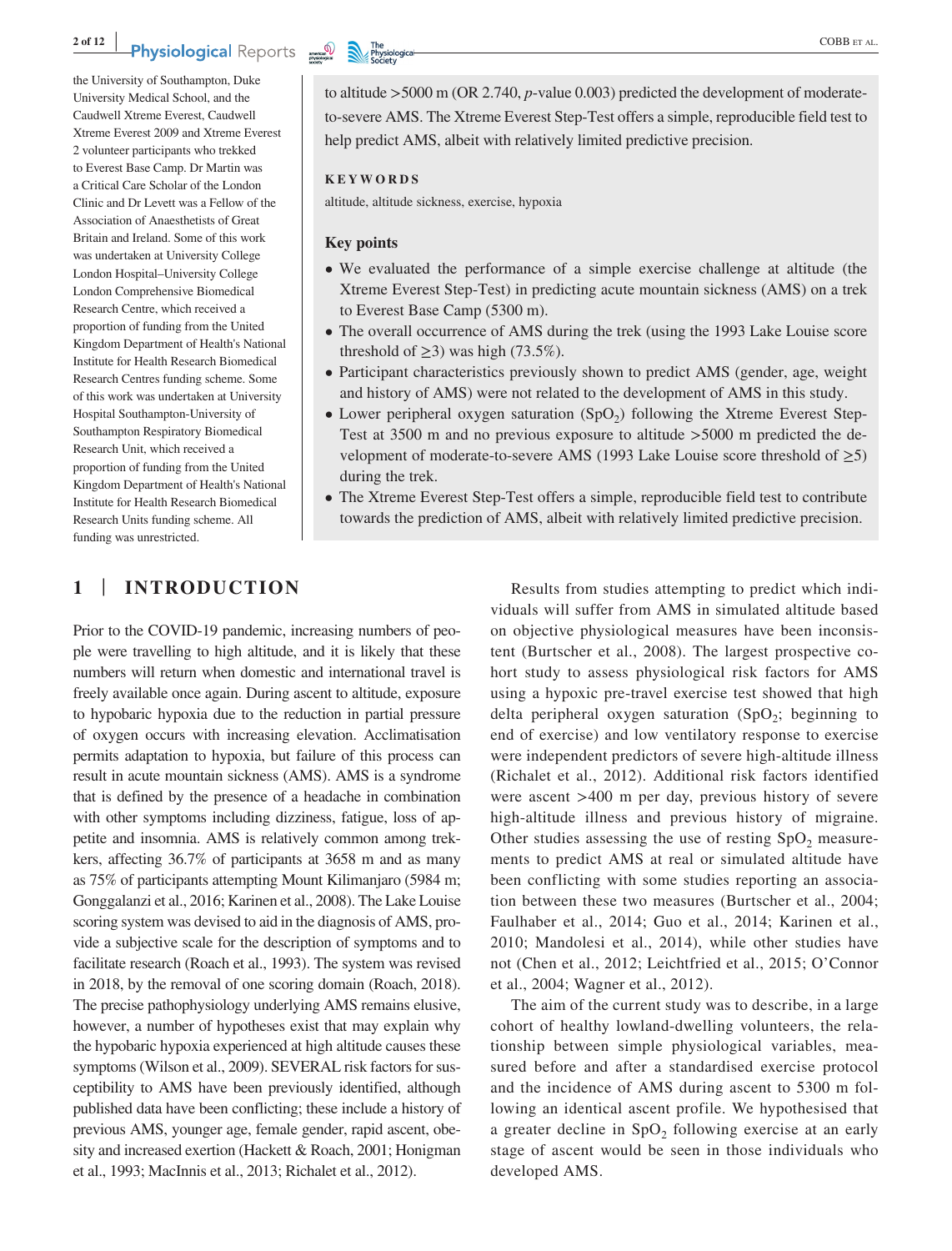the University of Southampton, Duke University Medical School, and the Caudwell Xtreme Everest, Caudwell Xtreme Everest 2009 and Xtreme Everest 2 volunteer participants who trekked to Everest Base Camp. Dr Martin was a Critical Care Scholar of the London Clinic and Dr Levett was a Fellow of the Association of Anaesthetists of Great Britain and Ireland. Some of this work was undertaken at University College London Hospital–University College London Comprehensive Biomedical Research Centre, which received a proportion of funding from the United Kingdom Department of Health's National Institute for Health Research Biomedical Research Centres funding scheme. Some of this work was undertaken at University Hospital Southampton-University of Southampton Respiratory Biomedical Research Unit, which received a proportion of funding from the United Kingdom Department of Health's National Institute for Health Research Biomedical Research Units funding scheme. All funding was unrestricted.

to altitude >5000 m (OR 2.740, *p*-value 0.003) predicted the development of moderate-to-severe AMS. The Xtreme Everest Step-Test offers a simple, reproducible field test to help predict AMS, albeit with relatively limited predictive precision.

**KEYWORDS**

altitude, altitude sickness, exercise, hypoxia

**Key points**

- We evaluated the performance of a simple exercise challenge at altitude (the Xtreme Everest Step-Test) in predicting acute mountain sickness (AMS) on a trek to Everest Base Camp (5300 m).
- The overall occurrence of AMS during the trek (using the 1993 Lake Louise score threshold of ≥3) was high (73.5%).
- Participant characteristics previously shown to predict AMS (gender, age, weight and history of AMS) were not related to the development of AMS in this study.
- Lower peripheral oxygen saturation ($SpO_2$) following the Xtreme Everest Step-Test at 3500 m and no previous exposure to altitude >5000 m predicted the development of moderate-to-severe AMS (1993 Lake Louise score threshold of ≥5) during the trek.
- The Xtreme Everest Step-Test offers a simple, reproducible field test to contribute towards the prediction of AMS, albeit with relatively limited predictive precision.

## 1 | INTRODUCTION

Prior to the COVID-19 pandemic, increasing numbers of people were travelling to high altitude, and it is likely that these numbers will return when domestic and international travel is freely available once again. During ascent to altitude, exposure to hypobaric hypoxia due to the reduction in partial pressure of oxygen occurs with increasing elevation. Acclimatisation permits adaptation to hypoxia, but failure of this process can result in acute mountain sickness (AMS). AMS is a syndrome that is defined by the presence of a headache in combination with other symptoms including dizziness, fatigue, loss of appetite and insomnia. AMS is relatively common among trekkers, affecting 36.7% of participants at 3658 m and as many as 75% of participants attempting Mount Kilimanjaro (5984 m; Gonggalanzi et al., 2016; Karinen et al., 2008). The Lake Louise scoring system was devised to aid in the diagnosis of AMS, provide a subjective scale for the description of symptoms and to facilitate research (Roach et al., 1993). The system was revised in 2018, by the removal of one scoring domain (Roach, 2018). The precise pathophysiology underlying AMS remains elusive, however, a number of hypotheses exist that may explain why the hypobaric hypoxia experienced at high altitude causes these symptoms (Wilson et al., 2009). SEVERAL risk factors for susceptibility to AMS have been previously identified, although published data have been conflicting; these include a history of previous AMS, younger age, female gender, rapid ascent, obesity and increased exertion (Hackett & Roach, 2001; Honigman et al., 1993; MacInnis et al., 2013; Richalet et al., 2012).

Results from studies attempting to predict which individuals will suffer from AMS in simulated altitude based on objective physiological measures have been inconsistent (Burtscher et al., 2008). The largest prospective cohort study to assess physiological risk factors for AMS using a hypoxic pre-travel exercise test showed that high delta peripheral oxygen saturation ($SpO_2$; beginning to end of exercise) and low ventilatory response to exercise were independent predictors of severe high-altitude illness (Richalet et al., 2012). Additional risk factors identified were ascent >400 m per day, previous history of severe high-altitude illness and previous history of migraine. Other studies assessing the use of resting $SpO_2$ measurements to predict AMS at real or simulated altitude have been conflicting with some studies reporting an association between these two measures (Burtscher et al., 2004; Faulhaber et al., 2014; Guo et al., 2014; Karinen et al., 2010; Mandolesi et al., 2014), while other studies have not (Chen et al., 2012; Leichtfried et al., 2015; O'Connor et al., 2004; Wagner et al., 2012).

The aim of the current study was to describe, in a large cohort of healthy lowland-dwelling volunteers, the relationship between simple physiological variables, measured before and after a standardised exercise protocol and the incidence of AMS during ascent to 5300 m following an identical ascent profile. We hypothesised that a greater decline in $SpO_2$ following exercise at an early stage of ascent would be seen in those individuals who developed AMS.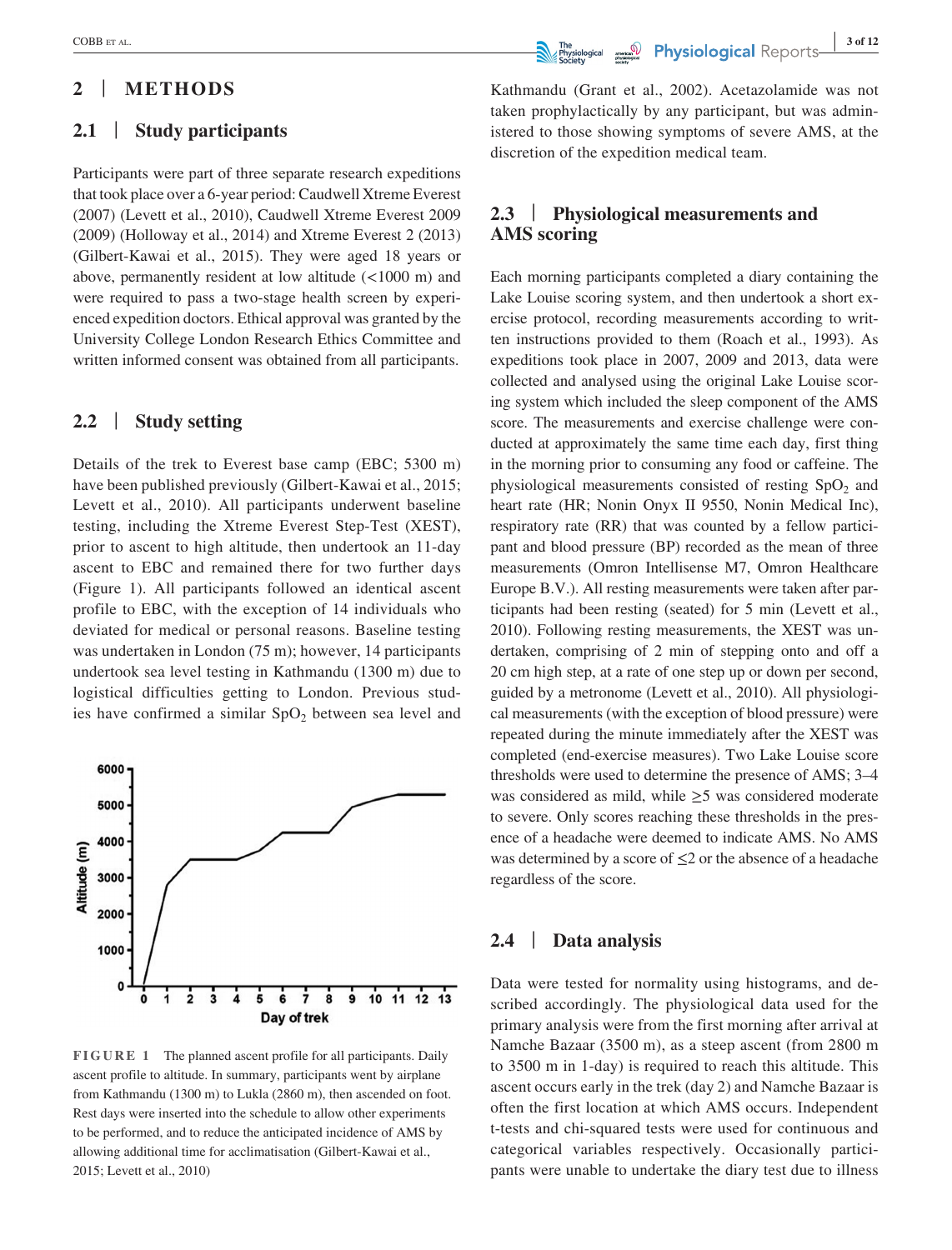## 2 | METHODS

### 2.1 | Study participants

Participants were part of three separate research expeditions that took place over a 6-year period: Caudwell Xtreme Everest (2007) (Levett et al., 2010), Caudwell Xtreme Everest 2009 (2009) (Holloway et al., 2014) and Xtreme Everest 2 (2013) (Gilbert-Kawai et al., 2015). They were aged 18 years or above, permanently resident at low altitude (<1000 m) and were required to pass a two-stage health screen by experienced expedition doctors. Ethical approval was granted by the University College London Research Ethics Committee and written informed consent was obtained from all participants.

### 2.2 | Study setting

Details of the trek to Everest base camp (EBC; 5300 m) have been published previously (Gilbert-Kawai et al., 2015; Levett et al., 2010). All participants underwent baseline testing, including the Xtreme Everest Step-Test (XEST), prior to ascent to high altitude, then undertook an 11-day ascent to EBC and remained there for two further days (Figure 1). All participants followed an identical ascent profile to EBC, with the exception of 14 individuals who deviated for medical or personal reasons. Baseline testing was undertaken in London (75 m); however, 14 participants undertook sea level testing in Kathmandu (1300 m) due to logistical difficulties getting to London. Previous studies have confirmed a similar $SpO_2$ between sea level and Kathmandu (Grant et al., 2002). Acetazolamide was not taken prophylactically by any participant, but was administered to those showing symptoms of severe AMS, at the discretion of the expedition medical team.

**FIGURE 1** The planned ascent profile for all participants. Daily ascent profile to altitude. In summary, participants went by airplane from Kathmandu (1300 m) to Lukla (2860 m), then ascended on foot. Rest days were inserted into the schedule to allow other experiments to be performed, and to reduce the anticipated incidence of AMS by allowing additional time for acclimatisation (Gilbert-Kawai et al., 2015; Levett et al., 2010)

### 2.3 | Physiological measurements and AMS scoring

Each morning participants completed a diary containing the Lake Louise scoring system, and then undertook a short exercise protocol, recording measurements according to written instructions provided to them (Roach et al., 1993). As expeditions took place in 2007, 2009 and 2013, data were collected and analysed using the original Lake Louise scoring system which included the sleep component of the AMS score. The measurements and exercise challenge were conducted at approximately the same time each day, first thing in the morning prior to consuming any food or caffeine. The physiological measurements consisted of resting $SpO_2$ and heart rate (HR; Nonin Onyx II 9550, Nonin Medical Inc), respiratory rate (RR) that was counted by a fellow participant and blood pressure (BP) recorded as the mean of three measurements (Omron Intellisense M7, Omron Healthcare Europe B.V.). All resting measurements were taken after participants had been resting (seated) for 5 min (Levett et al., 2010). Following resting measurements, the XEST was undertaken, comprising of 2 min of stepping onto and off a 20 cm high step, at a rate of one step up or down per second, guided by a metronome (Levett et al., 2010). All physiological measurements (with the exception of blood pressure) were repeated during the minute immediately after the XEST was completed (end-exercise measures). Two Lake Louise score thresholds were used to determine the presence of AMS; 3–4 was considered as mild, while ≥5 was considered moderate to severe. Only scores reaching these thresholds in the presence of a headache were deemed to indicate AMS. No AMS was determined by a score of ≤2 or the absence of a headache regardless of the score.

### 2.4 | Data analysis

Data were tested for normality using histograms, and described accordingly. The physiological data used for the primary analysis were from the first morning after arrival at Namche Bazaar (3500 m), as a steep ascent (from 2800 m to 3500 m in 1-day) is required to reach this altitude. This ascent occurs early in the trek (day 2) and Namche Bazaar is often the first location at which AMS occurs. Independent t-tests and chi-squared tests were used for continuous and categorical variables respectively. Occasionally participants were unable to undertake the diary test due to illness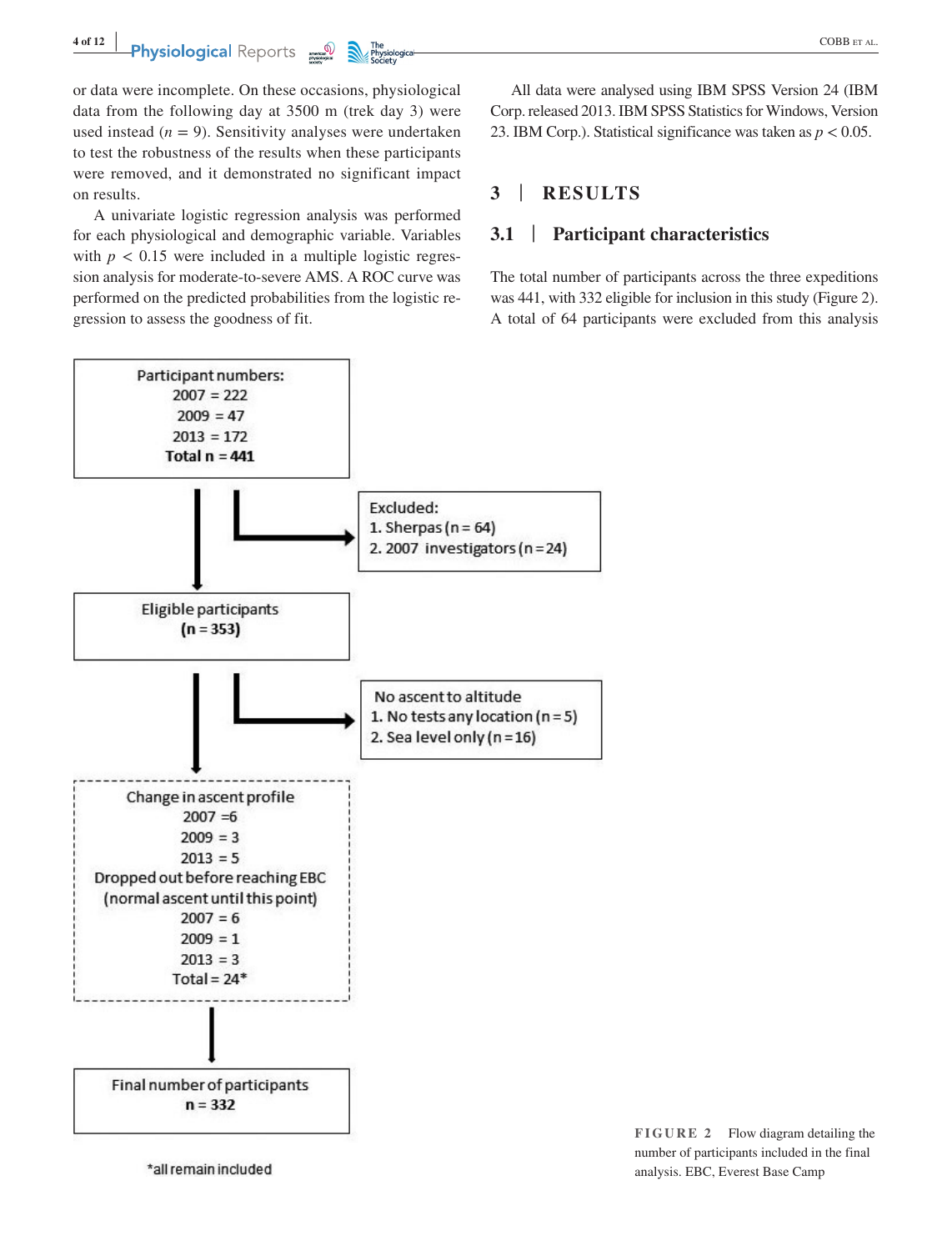or data were incomplete. On these occasions, physiological data from the following day at 3500 m (trek day 3) were used instead ($n$ = 9). Sensitivity analyses were undertaken to test the robustness of the results when these participants were removed, and it demonstrated no significant impact on results.

A univariate logistic regression analysis was performed for each physiological and demographic variable. Variables with $p < 0.15$ were included in a multiple logistic regression analysis for moderate-to-severe AMS. A ROC curve was performed on the predicted probabilities from the logistic regression to assess the goodness of fit.

All data were analysed using IBM SPSS Version 24 (IBM Corp. released 2013. IBM SPSS Statistics for Windows, Version 23. IBM Corp.). Statistical significance was taken as $p < 0.05$.

# 3 | RESULTS

## 3.1 | Participant characteristics

The total number of participants across the three expeditions was 441, with 332 eligible for inclusion in this study (Figure 2). A total of 64 participants were excluded from this analysis

Participant numbers:
2007 = 222
2009 = 47
2013 = 172
**Total n = 441**

Excluded:
1. Sherpas (n = 64)
2. 2007 investigators (n = 24)

Eligible participants
**(n = 353)**

No ascent to altitude
1. No tests any location (n = 5)
2. Sea level only (n = 16)

Change in ascent profile
2007 = 6
2009 = 3
2013 = 5
Dropped out before reaching EBC (normal ascent until this point)
2007 = 6
2009 = 1
2013 = 3
Total = 24*

Final number of participants
**n = 332**

*all remain included

FIGURE 2 Flow diagram detailing the number of participants included in the final analysis. EBC, Everest Base Camp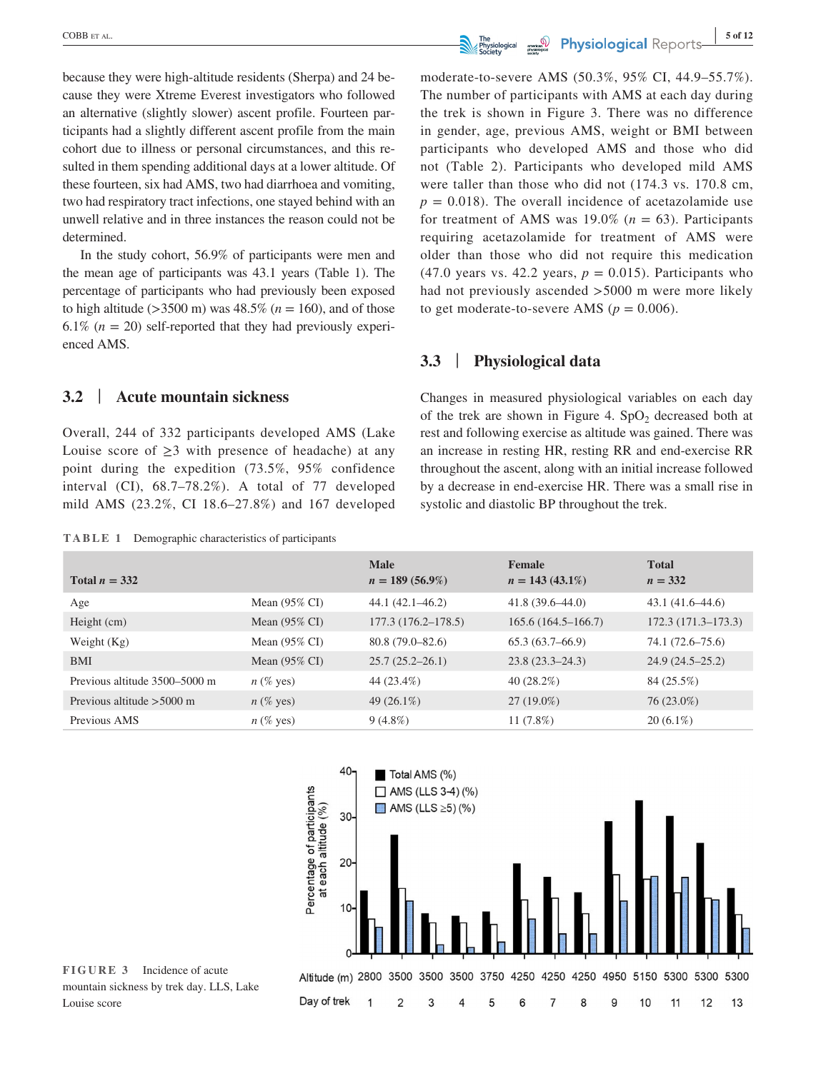because they were high-altitude residents (Sherpa) and 24 because they were Xtreme Everest investigators who followed an alternative (slightly slower) ascent profile. Fourteen participants had a slightly different ascent profile from the main cohort due to illness or personal circumstances, and this resulted in them spending additional days at a lower altitude. Of these fourteen, six had AMS, two had diarrhoea and vomiting, two had respiratory tract infections, one stayed behind with an unwell relative and in three instances the reason could not be determined.

In the study cohort, 56.9% of participants were men and the mean age of participants was 43.1 years (Table 1). The percentage of participants who had previously been exposed to high altitude (>3500 m) was 48.5% ($n$ = 160), and of those 6.1% ($n$ = 20) self-reported that they had previously experienced AMS.

## 3.2 | Acute mountain sickness

Overall, 244 of 332 participants developed AMS (Lake Louise score of ≥3 with presence of headache) at any point during the expedition (73.5%, 95% confidence interval (CI), 68.7–78.2%). A total of 77 developed mild AMS (23.2%, CI 18.6–27.8%) and 167 developed moderate-to-severe AMS (50.3%, 95% CI, 44.9–55.7%). The number of participants with AMS at each day during the trek is shown in Figure 3. There was no difference in gender, age, previous AMS, weight or BMI between participants who developed AMS and those who did not (Table 2). Participants who developed mild AMS were taller than those who did not (174.3 vs. 170.8 cm, $p$ = 0.018). The overall incidence of acetazolamide use for treatment of AMS was 19.0% ($n$ = 63). Participants requiring acetazolamide for treatment of AMS were older than those who did not require this medication (47.0 years vs. 42.2 years, $p$ = 0.015). Participants who had not previously ascended >5000 m were more likely to get moderate-to-severe AMS ($p$ = 0.006).

## 3.3 | Physiological data

Changes in measured physiological variables on each day of the trek are shown in Figure 4. $SpO_2$ decreased both at rest and following exercise as altitude was gained. There was an increase in resting HR, resting RR and end-exercise RR throughout the ascent, along with an initial increase followed by a decrease in end-exercise HR. There was a small rise in systolic and diastolic BP throughout the trek.

**TABLE 1** Demographic characteristics of participants

| Total $n$ = 332 | | Male $n$ = 189 (56.9%) | Female $n$ = 143 (43.1%) | Total $n$ = 332 |
|---|---|---|---|---|
| Age | Mean (95% CI) | 44.1 (42.1–46.2) | 41.8 (39.6–44.0) | 43.1 (41.6–44.6) |
| Height (cm) | Mean (95% CI) | 177.3 (176.2–178.5) | 165.6 (164.5–166.7) | 172.3 (171.3–173.3) |
| Weight (Kg) | Mean (95% CI) | 80.8 (79.0–82.6) | 65.3 (63.7–66.9) | 74.1 (72.6–75.6) |
| BMI | Mean (95% CI) | 25.7 (25.2–26.1) | 23.8 (23.3–24.3) | 24.9 (24.5–25.2) |
| Previous altitude 3500–5000 m | $n$ (% yes) | 44 (23.4%) | 40 (28.2%) | 84 (25.5%) |
| Previous altitude >5000 m | $n$ (% yes) | 49 (26.1%) | 27 (19.0%) | 76 (23.0%) |
| Previous AMS | $n$ (% yes) | 9 (4.8%) | 11 (7.8%) | 20 (6.1%) |

**FIGURE 3** Incidence of acute mountain sickness by trek day. LLS, Lake Louise score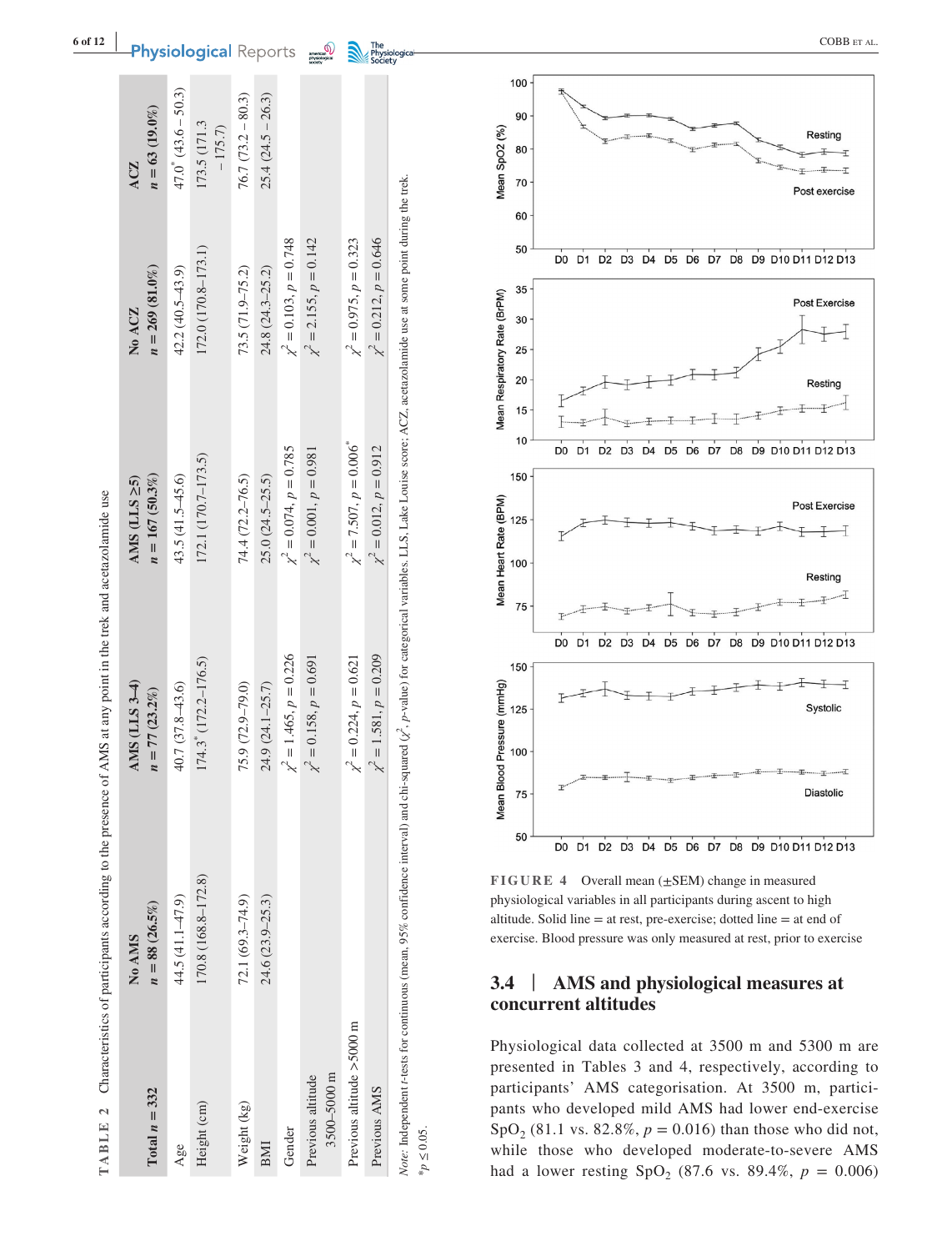**TABLE 2** Characteristics of participants according to the presence of AMS at any point in the trek and acetazolamide use

| Total $n = 332$ | No AMS $n = 88$ (26.5%) | AMS (LLS 3–4) $n = 77$ (23.2%) | AMS (LLS ≥5) $n = 167$ (50.3%) | No ACZ $n = 269$ (81.0%) | ACZ $n = 63$ (19.0%) |
|---|---|---|---|---|---|
| Age | 44.5 (41.1–47.9) | 40.7 (37.8–43.6) | 43.5 (41.5–45.6) | 42.2 (40.5–43.9) | 47.0* (43.6 – 50.3) |
| Height (cm) | 170.8 (168.8–172.8) | 174.3* (172.2–176.5) | 172.1 (170.7–173.5) | 172.0 (170.8–173.1) | 173.5 (171.3 – 175.7) |
| Weight (kg) | 72.1 (69.3–74.9) | 75.9 (72.9–79.0) | 74.4 (72.2–76.5) | 73.5 (71.9–75.2) | 76.7 (73.2 – 80.3) |
| BMI | 24.6 (23.9–25.3) | 24.9 (24.1–25.7) | 25.0 (24.5–25.5) | 24.8 (24.3–25.2) | 25.4 (24.5 – 26.3) |
| Gender | | $\chi^2 = 1.465$, $p = 0.226$ | $\chi^2 = 0.074$, $p = 0.785$ | $\chi^2 = 0.103$, $p = 0.748$ | |
| Previous altitude 3500–5000 m | | $\chi^2 = 0.158$, $p = 0.691$ | $\chi^2 = 0.001$, $p = 0.981$ | $\chi^2 = 2.155$, $p = 0.142$ | |
| Previous altitude >5000 m | | $\chi^2 = 0.224$, $p = 0.621$ | $\chi^2 = 7.507$, $p = 0.006$* | $\chi^2 = 0.975$, $p = 0.323$ | |
| Previous AMS | | $\chi^2 = 1.581$, $p = 0.209$ | $\chi^2 = 0.012$, $p = 0.912$ | $\chi^2 = 0.212$, $p = 0.646$ | |

*Note:* Independent *t*-tests for continuous (mean, 95% confidence interval) and chi-squared ($\chi^2$, *p*-value) for categorical variables. LLS, Lake Louise score; ACZ, acetazolamide use at some point during the trek.

*$p \leq 0.05$.

**FIGURE 4** Overall mean (±SEM) change in measured physiological variables in all participants during ascent to high altitude. Solid line = at rest, pre-exercise; dotted line = at end of exercise. Blood pressure was only measured at rest, prior to exercise

## 3.4 | AMS and physiological measures at concurrent altitudes

Physiological data collected at 3500 m and 5300 m are presented in Tables 3 and 4, respectively, according to participants' AMS categorisation. At 3500 m, participants who developed mild AMS had lower end-exercise $SpO_2$ (81.1 vs. 82.8%, $p = 0.016$) than those who did not, while those who developed moderate-to-severe AMS had a lower resting $SpO_2$ (87.6 vs. 89.4%, $p = 0.006$)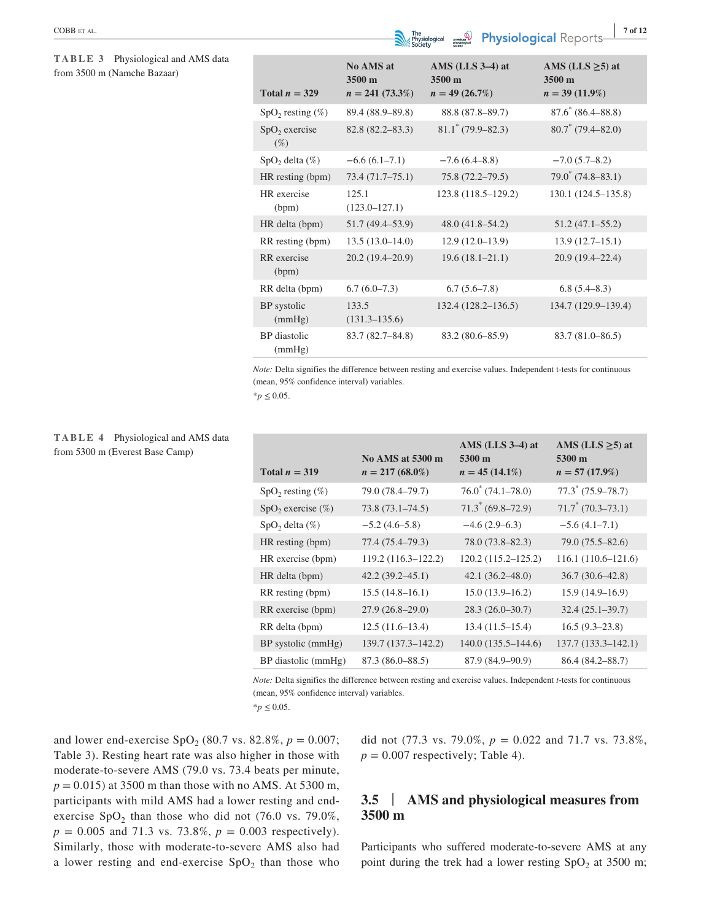**TABLE 3** Physiological and AMS data from 3500 m (Namche Bazaar)

| Total $n$ = 329 | No AMS at 3500 m $n$ = 241 (73.3%) | AMS (LLS 3–4) at 3500 m $n$ = 49 (26.7%) | AMS (LLS ≥5) at 3500 m $n$ = 39 (11.9%) |
|---|---|---|---|
| $SpO_2$ resting (%) | 89.4 (88.9–89.8) | 88.8 (87.8–89.7) | 87.6* (86.4–88.8) |
| $SpO_2$ exercise (%) | 82.8 (82.2–83.3) | 81.1* (79.9–82.3) | 80.7* (79.4–82.0) |
| $SpO_2$ delta (%) | −6.6 (6.1–7.1) | −7.6 (6.4–8.8) | −7.0 (5.7–8.2) |
| HR resting (bpm) | 73.4 (71.7–75.1) | 75.8 (72.2–79.5) | 79.0* (74.8–83.1) |
| HR exercise (bpm) | 125.1 (123.0–127.1) | 123.8 (118.5–129.2) | 130.1 (124.5–135.8) |
| HR delta (bpm) | 51.7 (49.4–53.9) | 48.0 (41.8–54.2) | 51.2 (47.1–55.2) |
| RR resting (bpm) | 13.5 (13.0–14.0) | 12.9 (12.0–13.9) | 13.9 (12.7–15.1) |
| RR exercise (bpm) | 20.2 (19.4–20.9) | 19.6 (18.1–21.1) | 20.9 (19.4–22.4) |
| RR delta (bpm) | 6.7 (6.0–7.3) | 6.7 (5.6–7.8) | 6.8 (5.4–8.3) |
| BP systolic (mmHg) | 133.5 (131.3–135.6) | 132.4 (128.2–136.5) | 134.7 (129.9–139.4) |
| BP diastolic (mmHg) | 83.7 (82.7–84.8) | 83.2 (80.6–85.9) | 83.7 (81.0–86.5) |

*Note:* Delta signifies the difference between resting and exercise values. Independent t-tests for continuous (mean, 95% confidence interval) variables.

*$p \le 0.05$.

**TABLE 4** Physiological and AMS data from 5300 m (Everest Base Camp)

| Total $n$ = 319 | No AMS at 5300 m $n$ = 217 (68.0%) | AMS (LLS 3–4) at 5300 m $n$ = 45 (14.1%) | AMS (LLS ≥5) at 5300 m $n$ = 57 (17.9%) |
|---|---|---|---|
| $SpO_2$ resting (%) | 79.0 (78.4–79.7) | 76.0* (74.1–78.0) | 77.3* (75.9–78.7) |
| $SpO_2$ exercise (%) | 73.8 (73.1–74.5) | 71.3* (69.8–72.9) | 71.7* (70.3–73.1) |
| $SpO_2$ delta (%) | −5.2 (4.6–5.8) | −4.6 (2.9–6.3) | −5.6 (4.1–7.1) |
| HR resting (bpm) | 77.4 (75.4–79.3) | 78.0 (73.8–82.3) | 79.0 (75.5–82.6) |
| HR exercise (bpm) | 119.2 (116.3–122.2) | 120.2 (115.2–125.2) | 116.1 (110.6–121.6) |
| HR delta (bpm) | 42.2 (39.2–45.1) | 42.1 (36.2–48.0) | 36.7 (30.6–42.8) |
| RR resting (bpm) | 15.5 (14.8–16.1) | 15.0 (13.9–16.2) | 15.9 (14.9–16.9) |
| RR exercise (bpm) | 27.9 (26.8–29.0) | 28.3 (26.0–30.7) | 32.4 (25.1–39.7) |
| RR delta (bpm) | 12.5 (11.6–13.4) | 13.4 (11.5–15.4) | 16.5 (9.3–23.8) |
| BP systolic (mmHg) | 139.7 (137.3–142.2) | 140.0 (135.5–144.6) | 137.7 (133.3–142.1) |
| BP diastolic (mmHg) | 87.3 (86.0–88.5) | 87.9 (84.9–90.9) | 86.4 (84.2–88.7) |

*Note:* Delta signifies the difference between resting and exercise values. Independent *t*-tests for continuous (mean, 95% confidence interval) variables.

*$p \le 0.05$.

and lower end-exercise $SpO_2$ (80.7 vs. 82.8%, $p = 0.007$; Table 3). Resting heart rate was also higher in those with moderate-to-severe AMS (79.0 vs. 73.4 beats per minute, $p = 0.015$) at 3500 m than those with no AMS. At 5300 m, participants with mild AMS had a lower resting and end-exercise $SpO_2$ than those who did not (76.0 vs. 79.0%, $p = 0.005$ and 71.3 vs. 73.8%, $p = 0.003$ respectively). Similarly, those with moderate-to-severe AMS also had a lower resting and end-exercise $SpO_2$ than those who did not (77.3 vs. 79.0%, $p = 0.022$ and 71.7 vs. 73.8%, $p = 0.007$ respectively; Table 4).

## 3.5 | AMS and physiological measures from 3500 m

Participants who suffered moderate-to-severe AMS at any point during the trek had a lower resting $SpO_2$ at 3500 m;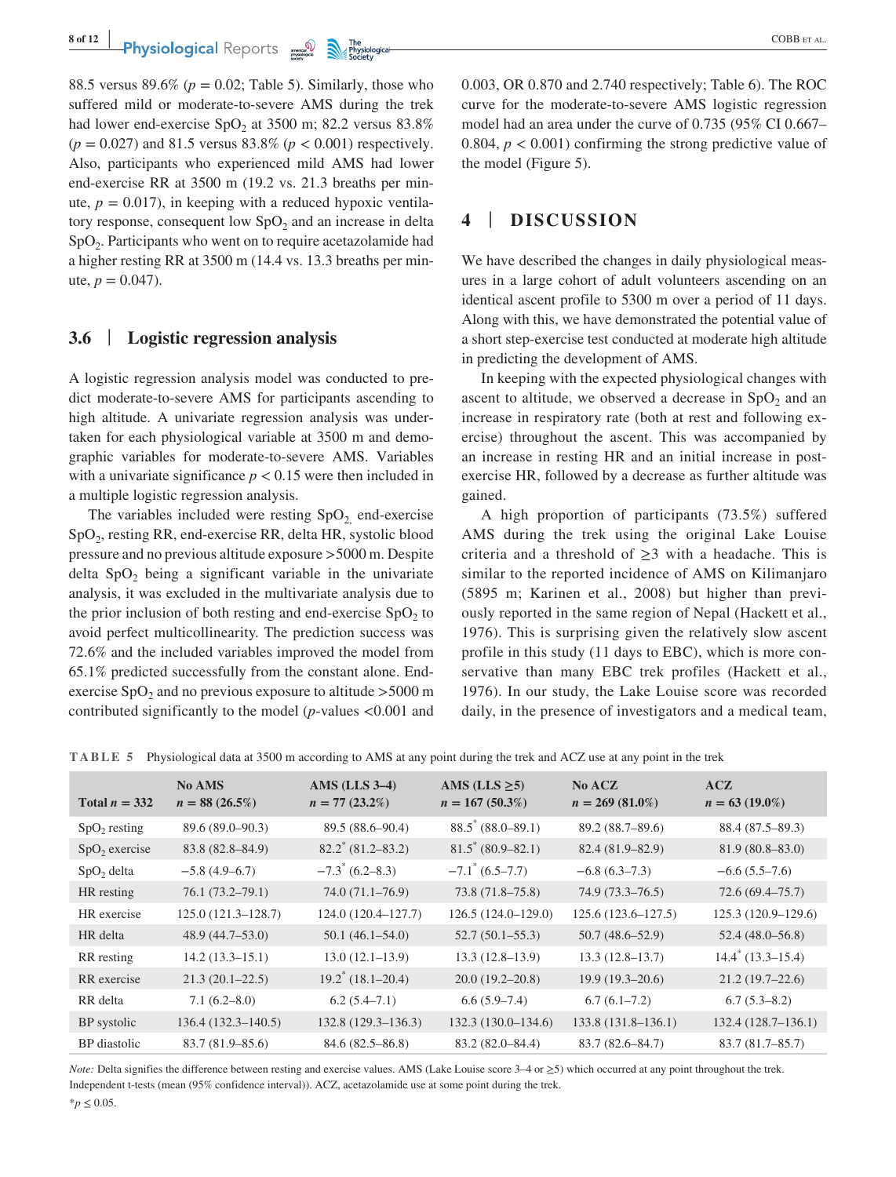88.5 versus 89.6% ($p = 0.02$; Table 5). Similarly, those who suffered mild or moderate-to-severe AMS during the trek had lower end-exercise $SpO_2$ at 3500 m; 82.2 versus 83.8% ($p = 0.027$) and 81.5 versus 83.8% ($p < 0.001$) respectively. Also, participants who experienced mild AMS had lower end-exercise RR at 3500 m (19.2 vs. 21.3 breaths per minute, $p = 0.017$), in keeping with a reduced hypoxic ventilatory response, consequent low $SpO_2$ and an increase in delta $SpO_2$. Participants who went on to require acetazolamide had a higher resting RR at 3500 m (14.4 vs. 13.3 breaths per minute, $p = 0.047$).

### 3.6 | Logistic regression analysis

A logistic regression analysis model was conducted to predict moderate-to-severe AMS for participants ascending to high altitude. A univariate regression analysis was undertaken for each physiological variable at 3500 m and demographic variables for moderate-to-severe AMS. Variables with a univariate significance $p < 0.15$ were then included in a multiple logistic regression analysis.

The variables included were resting $SpO_2$, end-exercise $SpO_2$, resting RR, end-exercise RR, delta HR, systolic blood pressure and no previous altitude exposure >5000 m. Despite delta $SpO_2$ being a significant variable in the univariate analysis, it was excluded in the multivariate analysis due to the prior inclusion of both resting and end-exercise $SpO_2$ to avoid perfect multicollinearity. The prediction success was 72.6% and the included variables improved the model from 65.1% predicted successfully from the constant alone. End-exercise $SpO_2$ and no previous exposure to altitude >5000 m contributed significantly to the model ($p$-values <0.001 and 0.003, OR 0.870 and 2.740 respectively; Table 6). The ROC curve for the moderate-to-severe AMS logistic regression model had an area under the curve of 0.735 (95% CI 0.667–0.804, $p < 0.001$) confirming the strong predictive value of the model (Figure 5).

## 4 | DISCUSSION

We have described the changes in daily physiological measures in a large cohort of adult volunteers ascending on an identical ascent profile to 5300 m over a period of 11 days. Along with this, we have demonstrated the potential value of a short step-exercise test conducted at moderate high altitude in predicting the development of AMS.

In keeping with the expected physiological changes with ascent to altitude, we observed a decrease in $SpO_2$ and an increase in respiratory rate (both at rest and following exercise) throughout the ascent. This was accompanied by an increase in resting HR and an initial increase in post-exercise HR, followed by a decrease as further altitude was gained.

A high proportion of participants (73.5%) suffered AMS during the trek using the original Lake Louise criteria and a threshold of ≥3 with a headache. This is similar to the reported incidence of AMS on Kilimanjaro (5895 m; Karinen et al., 2008) but higher than previously reported in the same region of Nepal (Hackett et al., 1976). This is surprising given the relatively slow ascent profile in this study (11 days to EBC), which is more conservative than many EBC trek profiles (Hackett et al., 1976). In our study, the Lake Louise score was recorded daily, in the presence of investigators and a medical team,

**TABLE 5** Physiological data at 3500 m according to AMS at any point during the trek and ACZ use at any point in the trek

| Total $n = 332$ | No AMS $n = 88$ (26.5%) | AMS (LLS 3–4) $n = 77$ (23.2%) | AMS (LLS ≥5) $n = 167$ (50.3%) | No ACZ $n = 269$ (81.0%) | ACZ $n = 63$ (19.0%) |
|---|---|---|---|---|---|
| $SpO_2$ resting | 89.6 (89.0–90.3) | 89.5 (88.6–90.4) | 88.5* (88.0–89.1) | 89.2 (88.7–89.6) | 88.4 (87.5–89.3) |
| $SpO_2$ exercise | 83.8 (82.8–84.9) | 82.2* (81.2–83.2) | 81.5* (80.9–82.1) | 82.4 (81.9–82.9) | 81.9 (80.8–83.0) |
| $SpO_2$ delta | −5.8 (4.9–6.7) | −7.3* (6.2–8.3) | −7.1* (6.5–7.7) | −6.8 (6.3–7.3) | −6.6 (5.5–7.6) |
| HR resting | 76.1 (73.2–79.1) | 74.0 (71.1–76.9) | 73.8 (71.8–75.8) | 74.9 (73.3–76.5) | 72.6 (69.4–75.7) |
| HR exercise | 125.0 (121.3–128.7) | 124.0 (120.4–127.7) | 126.5 (124.0–129.0) | 125.6 (123.6–127.5) | 125.3 (120.9–129.6) |
| HR delta | 48.9 (44.7–53.0) | 50.1 (46.1–54.0) | 52.7 (50.1–55.3) | 50.7 (48.6–52.9) | 52.4 (48.0–56.8) |
| RR resting | 14.2 (13.3–15.1) | 13.0 (12.1–13.9) | 13.3 (12.8–13.9) | 13.3 (12.8–13.7) | 14.4* (13.3–15.4) |
| RR exercise | 21.3 (20.1–22.5) | 19.2* (18.1–20.4) | 20.0 (19.2–20.8) | 19.9 (19.3–20.6) | 21.2 (19.7–22.6) |
| RR delta | 7.1 (6.2–8.0) | 6.2 (5.4–7.1) | 6.6 (5.9–7.4) | 6.7 (6.1–7.2) | 6.7 (5.3–8.2) |
| BP systolic | 136.4 (132.3–140.5) | 132.8 (129.3–136.3) | 132.3 (130.0–134.6) | 133.8 (131.8–136.1) | 132.4 (128.7–136.1) |
| BP diastolic | 83.7 (81.9–85.6) | 84.6 (82.5–86.8) | 83.2 (82.0–84.4) | 83.7 (82.6–84.7) | 83.7 (81.7–85.7) |

*Note:* Delta signifies the difference between resting and exercise values. AMS (Lake Louise score 3–4 or ≥5) which occurred at any point throughout the trek. Independent t-tests (mean (95% confidence interval)). ACZ, acetazolamide use at some point during the trek.

*$p \leq 0.05$.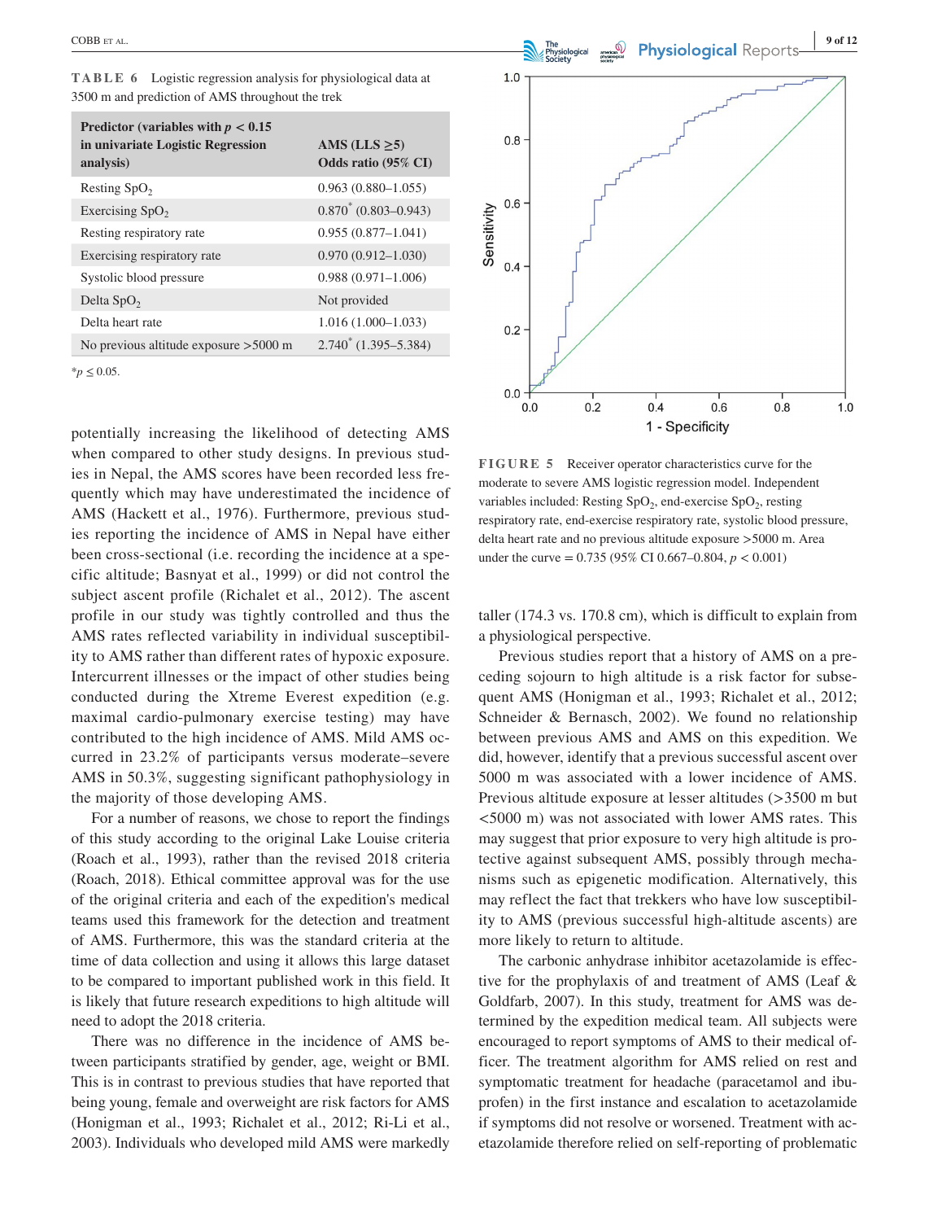**TABLE 6** Logistic regression analysis for physiological data at 3500 m and prediction of AMS throughout the trek

| Predictor (variables with $p < 0.15$ in univariate Logistic Regression analysis) | AMS (LLS ≥5) Odds ratio (95% CI) |
|---|---|
| Resting $SpO_2$ | 0.963 (0.880–1.055) |
| Exercising $SpO_2$ | 0.870* (0.803–0.943) |
| Resting respiratory rate | 0.955 (0.877–1.041) |
| Exercising respiratory rate | 0.970 (0.912–1.030) |
| Systolic blood pressure | 0.988 (0.971–1.006) |
| Delta $SpO_2$ | Not provided |
| Delta heart rate | 1.016 (1.000–1.033) |
| No previous altitude exposure >5000 m | 2.740* (1.395–5.384) |

*$p \leq 0.05$.

potentially increasing the likelihood of detecting AMS when compared to other study designs. In previous studies in Nepal, the AMS scores have been recorded less frequently which may have underestimated the incidence of AMS (Hackett et al., 1976). Furthermore, previous studies reporting the incidence of AMS in Nepal have either been cross-sectional (i.e. recording the incidence at a specific altitude; Basnyat et al., 1999) or did not control the subject ascent profile (Richalet et al., 2012). The ascent profile in our study was tightly controlled and thus the AMS rates reflected variability in individual susceptibility to AMS rather than different rates of hypoxic exposure. Intercurrent illnesses or the impact of other studies being conducted during the Xtreme Everest expedition (e.g. maximal cardio-pulmonary exercise testing) may have contributed to the high incidence of AMS. Mild AMS occurred in 23.2% of participants versus moderate–severe AMS in 50.3%, suggesting significant pathophysiology in the majority of those developing AMS.

For a number of reasons, we chose to report the findings of this study according to the original Lake Louise criteria (Roach et al., 1993), rather than the revised 2018 criteria (Roach, 2018). Ethical committee approval was for the use of the original criteria and each of the expedition's medical teams used this framework for the detection and treatment of AMS. Furthermore, this was the standard criteria at the time of data collection and using it allows this large dataset to be compared to important published work in this field. It is likely that future research expeditions to high altitude will need to adopt the 2018 criteria.

There was no difference in the incidence of AMS between participants stratified by gender, age, weight or BMI. This is in contrast to previous studies that have reported that being young, female and overweight are risk factors for AMS (Honigman et al., 1993; Richalet et al., 2012; Ri-Li et al., 2003). Individuals who developed mild AMS were markedly

**FIGURE 5** Receiver operator characteristics curve for the moderate to severe AMS logistic regression model. Independent variables included: Resting $SpO_2$, end-exercise $SpO_2$, resting respiratory rate, end-exercise respiratory rate, systolic blood pressure, delta heart rate and no previous altitude exposure >5000 m. Area under the curve = 0.735 (95% CI 0.667–0.804, $p < 0.001$)

taller (174.3 vs. 170.8 cm), which is difficult to explain from a physiological perspective.

Previous studies report that a history of AMS on a preceding sojourn to high altitude is a risk factor for subsequent AMS (Honigman et al., 1993; Richalet et al., 2012; Schneider & Bernasch, 2002). We found no relationship between previous AMS and AMS on this expedition. We did, however, identify that a previous successful ascent over 5000 m was associated with a lower incidence of AMS. Previous altitude exposure at lesser altitudes (>3500 m but <5000 m) was not associated with lower AMS rates. This may suggest that prior exposure to very high altitude is protective against subsequent AMS, possibly through mechanisms such as epigenetic modification. Alternatively, this may reflect the fact that trekkers who have low susceptibility to AMS (previous successful high-altitude ascents) are more likely to return to altitude.

The carbonic anhydrase inhibitor acetazolamide is effective for the prophylaxis of and treatment of AMS (Leaf & Goldfarb, 2007). In this study, treatment for AMS was determined by the expedition medical team. All subjects were encouraged to report symptoms of AMS to their medical officer. The treatment algorithm for AMS relied on rest and symptomatic treatment for headache (paracetamol and ibuprofen) in the first instance and escalation to acetazolamide if symptoms did not resolve or worsened. Treatment with acetazolamide therefore relied on self-reporting of problematic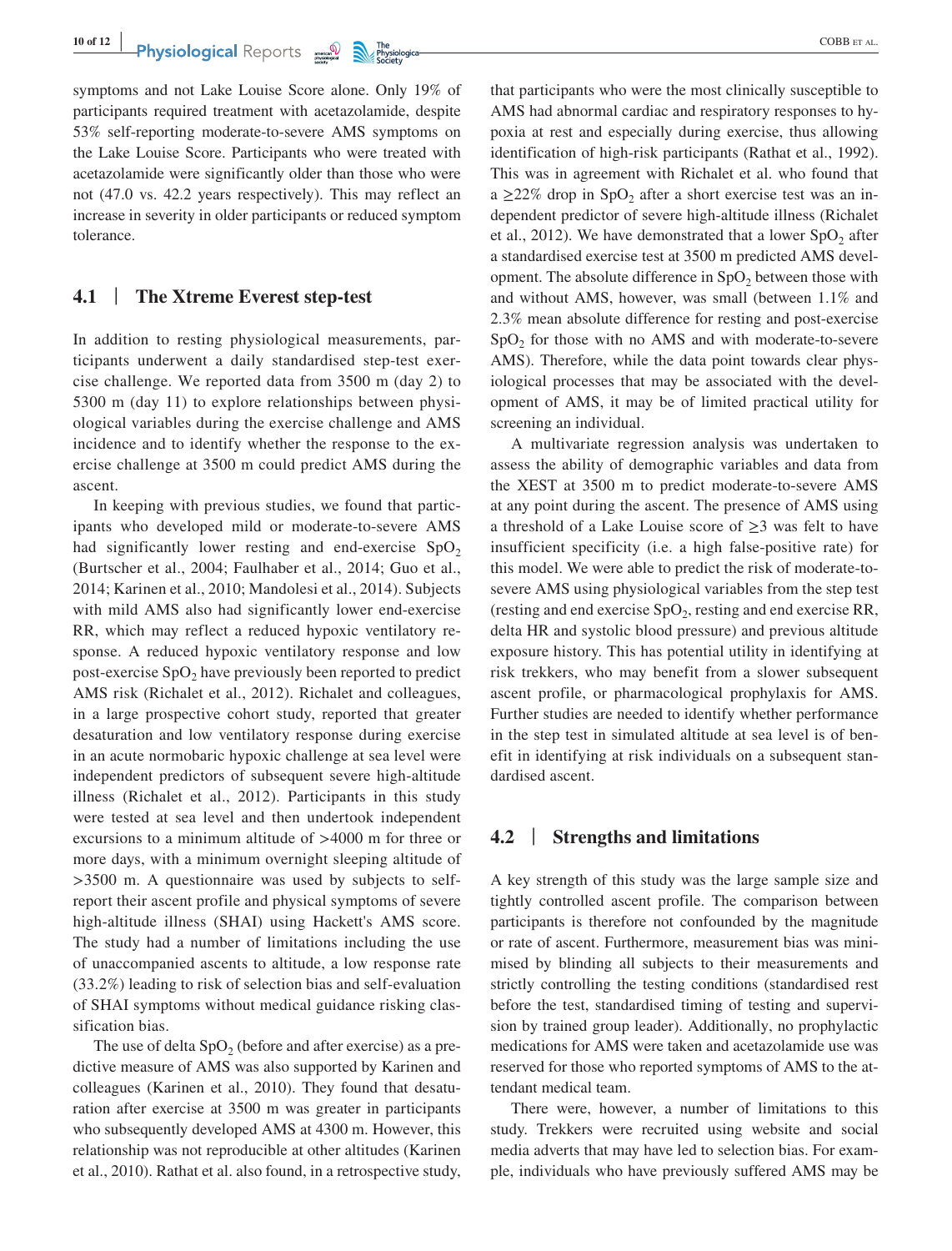symptoms and not Lake Louise Score alone. Only 19% of participants required treatment with acetazolamide, despite 53% self-reporting moderate-to-severe AMS symptoms on the Lake Louise Score. Participants who were treated with acetazolamide were significantly older than those who were not (47.0 vs. 42.2 years respectively). This may reflect an increase in severity in older participants or reduced symptom tolerance.

### 4.1 | The Xtreme Everest step-test

In addition to resting physiological measurements, participants underwent a daily standardised step-test exercise challenge. We reported data from 3500 m (day 2) to 5300 m (day 11) to explore relationships between physiological variables during the exercise challenge and AMS incidence and to identify whether the response to the exercise challenge at 3500 m could predict AMS during the ascent.

In keeping with previous studies, we found that participants who developed mild or moderate-to-severe AMS had significantly lower resting and end-exercise $SpO_2$ (Burtscher et al., 2004; Faulhaber et al., 2014; Guo et al., 2014; Karinen et al., 2010; Mandolesi et al., 2014). Subjects with mild AMS also had significantly lower end-exercise RR, which may reflect a reduced hypoxic ventilatory response. A reduced hypoxic ventilatory response and low post-exercise $SpO_2$ have previously been reported to predict AMS risk (Richalet et al., 2012). Richalet and colleagues, in a large prospective cohort study, reported that greater desaturation and low ventilatory response during exercise in an acute normobaric hypoxic challenge at sea level were independent predictors of subsequent severe high-altitude illness (Richalet et al., 2012). Participants in this study were tested at sea level and then undertook independent excursions to a minimum altitude of >4000 m for three or more days, with a minimum overnight sleeping altitude of >3500 m. A questionnaire was used by subjects to self-report their ascent profile and physical symptoms of severe high-altitude illness (SHAI) using Hackett's AMS score. The study had a number of limitations including the use of unaccompanied ascents to altitude, a low response rate (33.2%) leading to risk of selection bias and self-evaluation of SHAI symptoms without medical guidance risking classification bias.

The use of delta $SpO_2$ (before and after exercise) as a predictive measure of AMS was also supported by Karinen and colleagues (Karinen et al., 2010). They found that desaturation after exercise at 3500 m was greater in participants who subsequently developed AMS at 4300 m. However, this relationship was not reproducible at other altitudes (Karinen et al., 2010). Rathat et al. also found, in a retrospective study, that participants who were the most clinically susceptible to AMS had abnormal cardiac and respiratory responses to hypoxia at rest and especially during exercise, thus allowing identification of high-risk participants (Rathat et al., 1992). This was in agreement with Richalet et al. who found that a ≥22% drop in $SpO_2$ after a short exercise test was an independent predictor of severe high-altitude illness (Richalet et al., 2012). We have demonstrated that a lower $SpO_2$ after a standardised exercise test at 3500 m predicted AMS development. The absolute difference in $SpO_2$ between those with and without AMS, however, was small (between 1.1% and 2.3% mean absolute difference for resting and post-exercise $SpO_2$ for those with no AMS and with moderate-to-severe AMS). Therefore, while the data point towards clear physiological processes that may be associated with the development of AMS, it may be of limited practical utility for screening an individual.

A multivariate regression analysis was undertaken to assess the ability of demographic variables and data from the XEST at 3500 m to predict moderate-to-severe AMS at any point during the ascent. The presence of AMS using a threshold of a Lake Louise score of ≥3 was felt to have insufficient specificity (i.e. a high false-positive rate) for this model. We were able to predict the risk of moderate-to-severe AMS using physiological variables from the step test (resting and end exercise $SpO_2$, resting and end exercise RR, delta HR and systolic blood pressure) and previous altitude exposure history. This has potential utility in identifying at risk trekkers, who may benefit from a slower subsequent ascent profile, or pharmacological prophylaxis for AMS. Further studies are needed to identify whether performance in the step test in simulated altitude at sea level is of benefit in identifying at risk individuals on a subsequent standardised ascent.

### 4.2 | Strengths and limitations

A key strength of this study was the large sample size and tightly controlled ascent profile. The comparison between participants is therefore not confounded by the magnitude or rate of ascent. Furthermore, measurement bias was minimised by blinding all subjects to their measurements and strictly controlling the testing conditions (standardised rest before the test, standardised timing of testing and supervision by trained group leader). Additionally, no prophylactic medications for AMS were taken and acetazolamide use was reserved for those who reported symptoms of AMS to the attendant medical team.

There were, however, a number of limitations to this study. Trekkers were recruited using website and social media adverts that may have led to selection bias. For example, individuals who have previously suffered AMS may be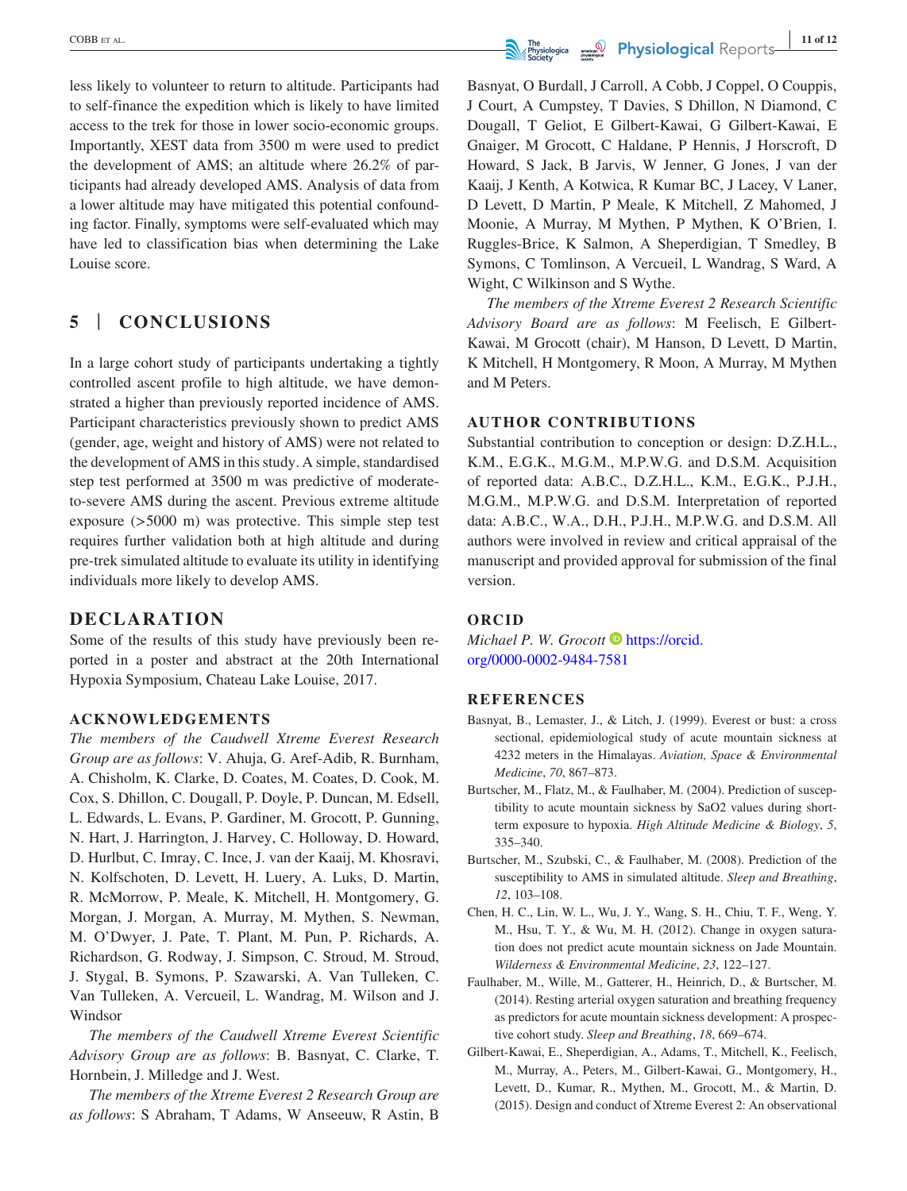less likely to volunteer to return to altitude. Participants had to self-finance the expedition which is likely to have limited access to the trek for those in lower socio-economic groups. Importantly, XEST data from 3500 m were used to predict the development of AMS; an altitude where 26.2% of participants had already developed AMS. Analysis of data from a lower altitude may have mitigated this potential confounding factor. Finally, symptoms were self-evaluated which may have led to classification bias when determining the Lake Louise score.

## 5 | CONCLUSIONS

In a large cohort study of participants undertaking a tightly controlled ascent profile to high altitude, we have demonstrated a higher than previously reported incidence of AMS. Participant characteristics previously shown to predict AMS (gender, age, weight and history of AMS) were not related to the development of AMS in this study. A simple, standardised step test performed at 3500 m was predictive of moderate-to-severe AMS during the ascent. Previous extreme altitude exposure (>5000 m) was protective. This simple step test requires further validation both at high altitude and during pre-trek simulated altitude to evaluate its utility in identifying individuals more likely to develop AMS.

## DECLARATION

Some of the results of this study have previously been reported in a poster and abstract at the 20th International Hypoxia Symposium, Chateau Lake Louise, 2017.

## ACKNOWLEDGEMENTS

*The members of the Caudwell Xtreme Everest Research Group are as follows*: V. Ahuja, G. Aref-Adib, R. Burnham, A. Chisholm, K. Clarke, D. Coates, M. Coates, D. Cook, M. Cox, S. Dhillon, C. Dougall, P. Doyle, P. Duncan, M. Edsell, L. Edwards, L. Evans, P. Gardiner, M. Grocott, P. Gunning, N. Hart, J. Harrington, J. Harvey, C. Holloway, D. Howard, D. Hurlbut, C. Imray, C. Ince, J. van der Kaaij, M. Khosravi, N. Kolfschoten, D. Levett, H. Luery, A. Luks, D. Martin, R. McMorrow, P. Meale, K. Mitchell, H. Montgomery, G. Morgan, J. Morgan, A. Murray, M. Mythen, S. Newman, M. O'Dwyer, J. Pate, T. Plant, M. Pun, P. Richards, A. Richardson, G. Rodway, J. Simpson, C. Stroud, M. Stroud, J. Stygal, B. Symons, P. Szawarski, A. Van Tulleken, C. Van Tulleken, A. Vercueil, L. Wandrag, M. Wilson and J. Windsor

*The members of the Caudwell Xtreme Everest Scientific Advisory Group are as follows*: B. Basnyat, C. Clarke, T. Hornbein, J. Milledge and J. West.

*The members of the Xtreme Everest 2 Research Group are as follows*: S Abraham, T Adams, W Anseeuw, R Astin, B Basnyat, O Burdall, J Carroll, A Cobb, J Coppel, O Couppis, J Court, A Cumpstey, T Davies, S Dhillon, N Diamond, C Dougall, T Geliot, E Gilbert-Kawai, G Gilbert-Kawai, E Gnaiger, M Grocott, C Haldane, P Hennis, J Horscroft, D Howard, S Jack, B Jarvis, W Jenner, G Jones, J van der Kaaij, J Kenth, A Kotwica, R Kumar BC, J Lacey, V Laner, D Levett, D Martin, P Meale, K Mitchell, Z Mahomed, J Moonie, A Murray, M Mythen, P Mythen, K O'Brien, I. Ruggles-Brice, K Salmon, A Sheperdigian, T Smedley, B Symons, C Tomlinson, A Vercueil, L Wandrag, S Ward, A Wight, C Wilkinson and S Wythe.

*The members of the Xtreme Everest 2 Research Scientific Advisory Board are as follows*: M Feelisch, E Gilbert-Kawai, M Grocott (chair), M Hanson, D Levett, D Martin, K Mitchell, H Montgomery, R Moon, A Murray, M Mythen and M Peters.

## AUTHOR CONTRIBUTIONS

Substantial contribution to conception or design: D.Z.H.L., K.M., E.G.K., M.G.M., M.P.W.G. and D.S.M. Acquisition of reported data: A.B.C., D.Z.H.L., K.M., E.G.K., P.J.H., M.G.M., M.P.W.G. and D.S.M. Interpretation of reported data: A.B.C., W.A., D.H., P.J.H., M.P.W.G. and D.S.M. All authors were involved in review and critical appraisal of the manuscript and provided approval for submission of the final version.

## ORCID

*Michael P. W. Grocott* https://orcid.org/0000-0002-9484-7581

## REFERENCES

Basnyat, B., Lemaster, J., & Litch, J. (1999). Everest or bust: a cross sectional, epidemiological study of acute mountain sickness at 4232 meters in the Himalayas. *Aviation, Space & Environmental Medicine*, *70*, 867–873.

Burtscher, M., Flatz, M., & Faulhaber, M. (2004). Prediction of susceptibility to acute mountain sickness by SaO2 values during short-term exposure to hypoxia. *High Altitude Medicine & Biology*, *5*, 335–340.

Burtscher, M., Szubski, C., & Faulhaber, M. (2008). Prediction of the susceptibility to AMS in simulated altitude. *Sleep and Breathing*, *12*, 103–108.

Chen, H. C., Lin, W. L., Wu, J. Y., Wang, S. H., Chiu, T. F., Weng, Y. M., Hsu, T. Y., & Wu, M. H. (2012). Change in oxygen saturation does not predict acute mountain sickness on Jade Mountain. *Wilderness & Environmental Medicine*, *23*, 122–127.

Faulhaber, M., Wille, M., Gatterer, H., Heinrich, D., & Burtscher, M. (2014). Resting arterial oxygen saturation and breathing frequency as predictors for acute mountain sickness development: A prospective cohort study. *Sleep and Breathing*, *18*, 669–674.

Gilbert-Kawai, E., Sheperdigian, A., Adams, T., Mitchell, K., Feelisch, M., Murray, A., Peters, M., Gilbert-Kawai, G., Montgomery, H., Levett, D., Kumar, R., Mythen, M., Grocott, M., & Martin, D. (2015). Design and conduct of Xtreme Everest 2: An observational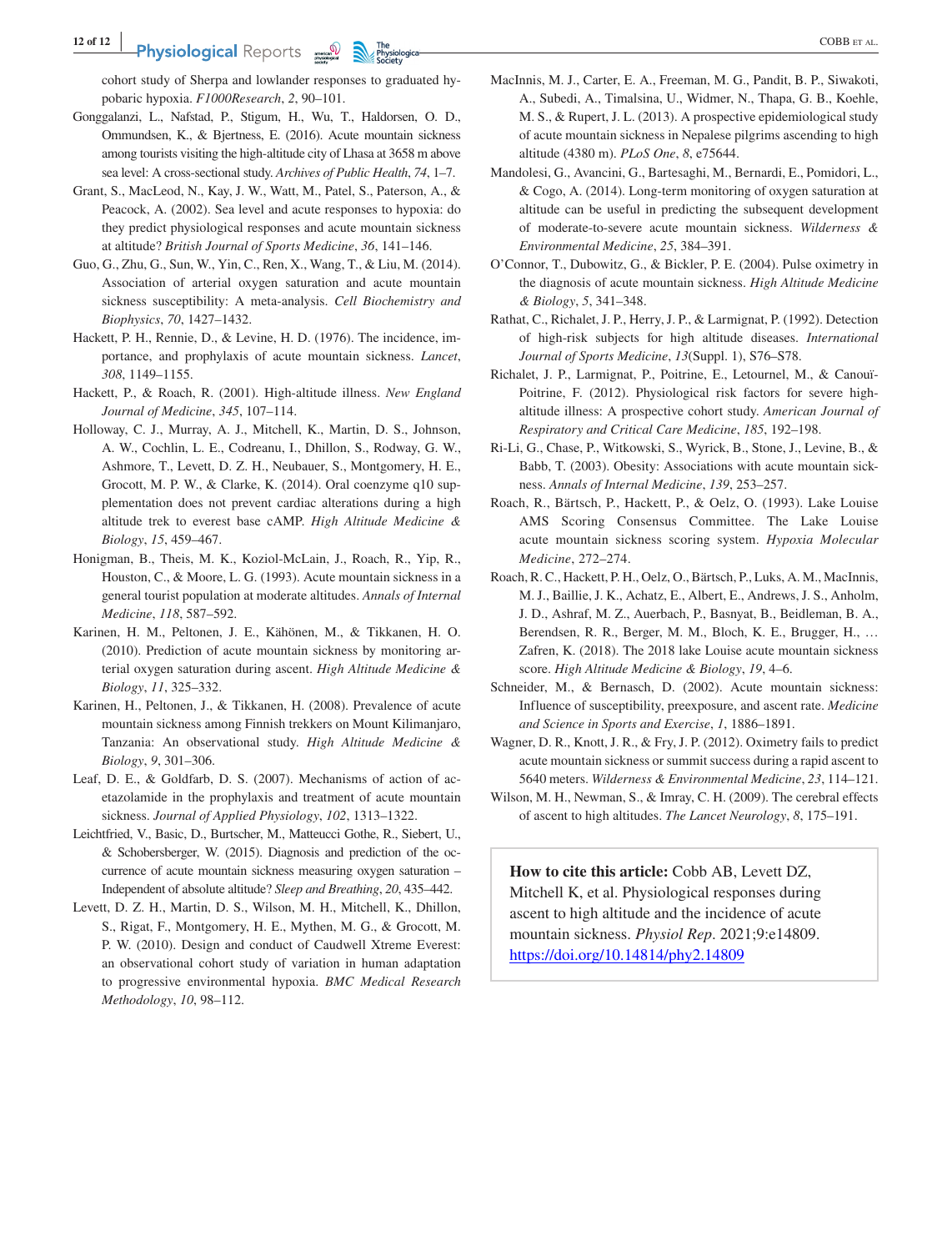cohort study of Sherpa and lowlander responses to graduated hypobaric hypoxia. *F1000Research*, *2*, 90–101.

Gonggalanzi, L., Nafstad, P., Stigum, H., Wu, T., Haldorsen, O. D., Ommundsen, K., & Bjertness, E. (2016). Acute mountain sickness among tourists visiting the high-altitude city of Lhasa at 3658 m above sea level: A cross-sectional study. *Archives of Public Health*, *74*, 1–7.

Grant, S., MacLeod, N., Kay, J. W., Watt, M., Patel, S., Paterson, A., & Peacock, A. (2002). Sea level and acute responses to hypoxia: do they predict physiological responses and acute mountain sickness at altitude? *British Journal of Sports Medicine*, *36*, 141–146.

Guo, G., Zhu, G., Sun, W., Yin, C., Ren, X., Wang, T., & Liu, M. (2014). Association of arterial oxygen saturation and acute mountain sickness susceptibility: A meta-analysis. *Cell Biochemistry and Biophysics*, *70*, 1427–1432.

Hackett, P. H., Rennie, D., & Levine, H. D. (1976). The incidence, importance, and prophylaxis of acute mountain sickness. *Lancet*, *308*, 1149–1155.

Hackett, P., & Roach, R. (2001). High-altitude illness. *New England Journal of Medicine*, *345*, 107–114.

Holloway, C. J., Murray, A. J., Mitchell, K., Martin, D. S., Johnson, A. W., Cochlin, L. E., Codreanu, I., Dhillon, S., Rodway, G. W., Ashmore, T., Levett, D. Z. H., Neubauer, S., Montgomery, H. E., Grocott, M. P. W., & Clarke, K. (2014). Oral coenzyme q10 supplementation does not prevent cardiac alterations during a high altitude trek to everest base cAMP. *High Altitude Medicine & Biology*, *15*, 459–467.

Honigman, B., Theis, M. K., Koziol-McLain, J., Roach, R., Yip, R., Houston, C., & Moore, L. G. (1993). Acute mountain sickness in a general tourist population at moderate altitudes. *Annals of Internal Medicine*, *118*, 587–592.

Karinen, H. M., Peltonen, J. E., Kähönen, M., & Tikkanen, H. O. (2010). Prediction of acute mountain sickness by monitoring arterial oxygen saturation during ascent. *High Altitude Medicine & Biology*, *11*, 325–332.

Karinen, H., Peltonen, J., & Tikkanen, H. (2008). Prevalence of acute mountain sickness among Finnish trekkers on Mount Kilimanjaro, Tanzania: An observational study. *High Altitude Medicine & Biology*, *9*, 301–306.

Leaf, D. E., & Goldfarb, D. S. (2007). Mechanisms of action of acetazolamide in the prophylaxis and treatment of acute mountain sickness. *Journal of Applied Physiology*, *102*, 1313–1322.

Leichtfried, V., Basic, D., Burtscher, M., Matteucci Gothe, R., Siebert, U., & Schobersberger, W. (2015). Diagnosis and prediction of the occurrence of acute mountain sickness measuring oxygen saturation – Independent of absolute altitude? *Sleep and Breathing*, *20*, 435–442.

Levett, D. Z. H., Martin, D. S., Wilson, M. H., Mitchell, K., Dhillon, S., Rigat, F., Montgomery, H. E., Mythen, M. G., & Grocott, M. P. W. (2010). Design and conduct of Caudwell Xtreme Everest: an observational cohort study of variation in human adaptation to progressive environmental hypoxia. *BMC Medical Research Methodology*, *10*, 98–112.

MacInnis, M. J., Carter, E. A., Freeman, M. G., Pandit, B. P., Siwakoti, A., Subedi, A., Timalsina, U., Widmer, N., Thapa, G. B., Koehle, M. S., & Rupert, J. L. (2013). A prospective epidemiological study of acute mountain sickness in Nepalese pilgrims ascending to high altitude (4380 m). *PLoS One*, *8*, e75644.

Mandolesi, G., Avancini, G., Bartesaghi, M., Bernardi, E., Pomidori, L., & Cogo, A. (2014). Long-term monitoring of oxygen saturation at altitude can be useful in predicting the subsequent development of moderate-to-severe acute mountain sickness. *Wilderness & Environmental Medicine*, *25*, 384–391.

O'Connor, T., Dubowitz, G., & Bickler, P. E. (2004). Pulse oximetry in the diagnosis of acute mountain sickness. *High Altitude Medicine & Biology*, *5*, 341–348.

Rathat, C., Richalet, J. P., Herry, J. P., & Larmignat, P. (1992). Detection of high-risk subjects for high altitude diseases. *International Journal of Sports Medicine*, *13*(Suppl. 1), S76–S78.

Richalet, J. P., Larmignat, P., Poitrine, E., Letournel, M., & Canouï-Poitrine, F. (2012). Physiological risk factors for severe high-altitude illness: A prospective cohort study. *American Journal of Respiratory and Critical Care Medicine*, *185*, 192–198.

Ri-Li, G., Chase, P., Witkowski, S., Wyrick, B., Stone, J., Levine, B., & Babb, T. (2003). Obesity: Associations with acute mountain sickness. *Annals of Internal Medicine*, *139*, 253–257.

Roach, R., Bärtsch, P., Hackett, P., & Oelz, O. (1993). Lake Louise AMS Scoring Consensus Committee. The Lake Louise acute mountain sickness scoring system. *Hypoxia Molecular Medicine*, 272–274.

Roach, R. C., Hackett, P. H., Oelz, O., Bärtsch, P., Luks, A. M., MacInnis, M. J., Baillie, J. K., Achatz, E., Albert, E., Andrews, J. S., Anholm, J. D., Ashraf, M. Z., Auerbach, P., Basnyat, B., Beidleman, B. A., Berendsen, R. R., Berger, M. M., Bloch, K. E., Brugger, H., … Zafren, K. (2018). The 2018 lake Louise acute mountain sickness score. *High Altitude Medicine & Biology*, *19*, 4–6.

Schneider, M., & Bernasch, D. (2002). Acute mountain sickness: Influence of susceptibility, preexposure, and ascent rate. *Medicine and Science in Sports and Exercise*, *1*, 1886–1891.

Wagner, D. R., Knott, J. R., & Fry, J. P. (2012). Oximetry fails to predict acute mountain sickness or summit success during a rapid ascent to 5640 meters. *Wilderness & Environmental Medicine*, *23*, 114–121.

Wilson, M. H., Newman, S., & Imray, C. H. (2009). The cerebral effects of ascent to high altitudes. *The Lancet Neurology*, *8*, 175–191.

**How to cite this article:** Cobb AB, Levett DZ, Mitchell K, et al. Physiological responses during ascent to high altitude and the incidence of acute mountain sickness. *Physiol Rep*. 2021;9:e14809. https://doi.org/10.14814/phy2.14809